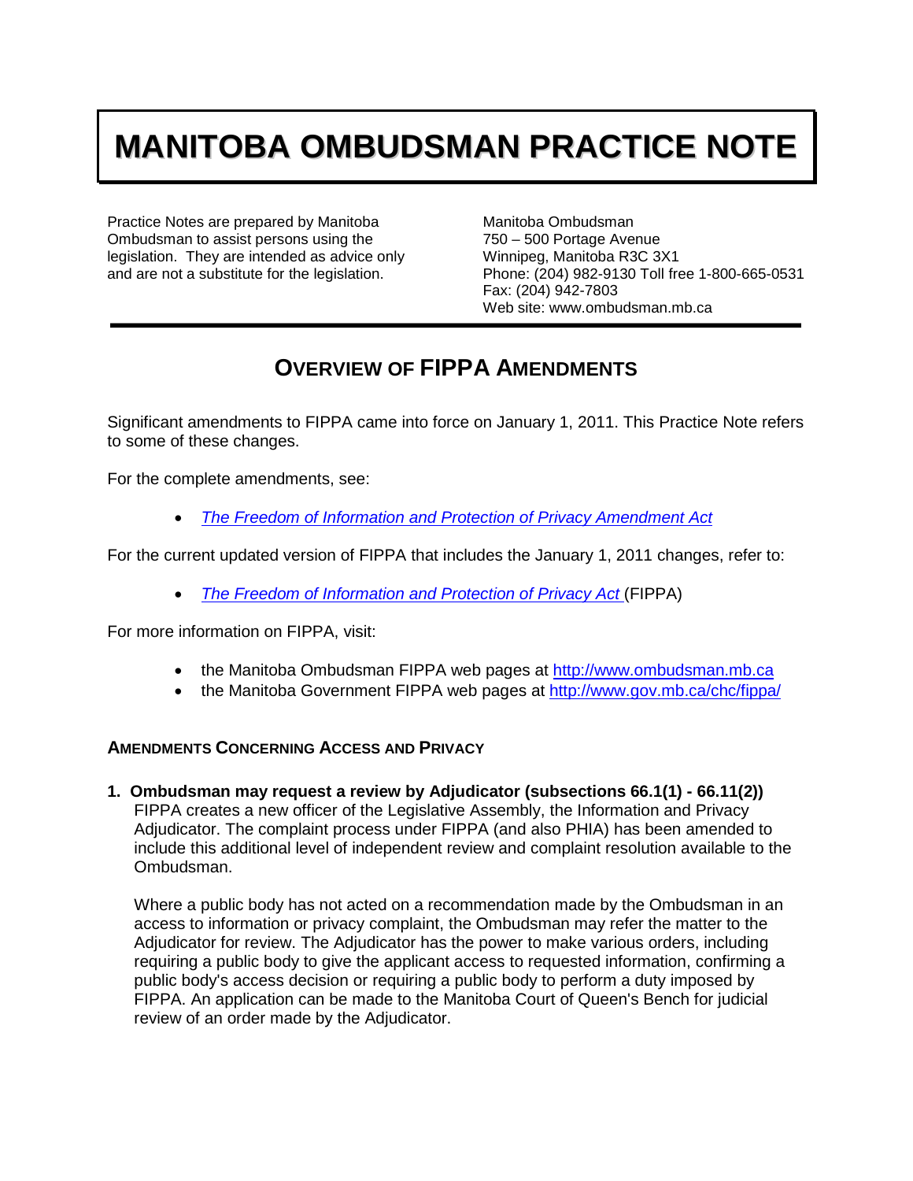# MANITOBA OMBUDSMAN PRACTICE NOTE

Practice Notes are prepared by Manitoba Ombudsman to assist persons using the legislation. They are intended as advice only and are not a substitute for the legislation.

Manitoba Ombudsman
750 – 500 Portage Avenue
Winnipeg, Manitoba R3C 3X1
Phone: (204) 982-9130 Toll free 1-800-665-0531
Fax: (204) 942-7803
Web site: www.ombudsman.mb.ca

## OVERVIEW OF FIPPA AMENDMENTS

Significant amendments to FIPPA came into force on January 1, 2011. This Practice Note refers to some of these changes.

For the complete amendments, see:

- *The Freedom of Information and Protection of Privacy Amendment Act*

For the current updated version of FIPPA that includes the January 1, 2011 changes, refer to:

- *The Freedom of Information and Protection of Privacy Act* (FIPPA)

For more information on FIPPA, visit:

- the Manitoba Ombudsman FIPPA web pages at http://www.ombudsman.mb.ca
- the Manitoba Government FIPPA web pages at http://www.gov.mb.ca/chc/fippa/

### AMENDMENTS CONCERNING ACCESS AND PRIVACY

**1. Ombudsman may request a review by Adjudicator (subsections 66.1(1) - 66.11(2))**

FIPPA creates a new officer of the Legislative Assembly, the Information and Privacy Adjudicator. The complaint process under FIPPA (and also PHIA) has been amended to include this additional level of independent review and complaint resolution available to the Ombudsman.

Where a public body has not acted on a recommendation made by the Ombudsman in an access to information or privacy complaint, the Ombudsman may refer the matter to the Adjudicator for review. The Adjudicator has the power to make various orders, including requiring a public body to give the applicant access to requested information, confirming a public body's access decision or requiring a public body to perform a duty imposed by FIPPA. An application can be made to the Manitoba Court of Queen's Bench for judicial review of an order made by the Adjudicator.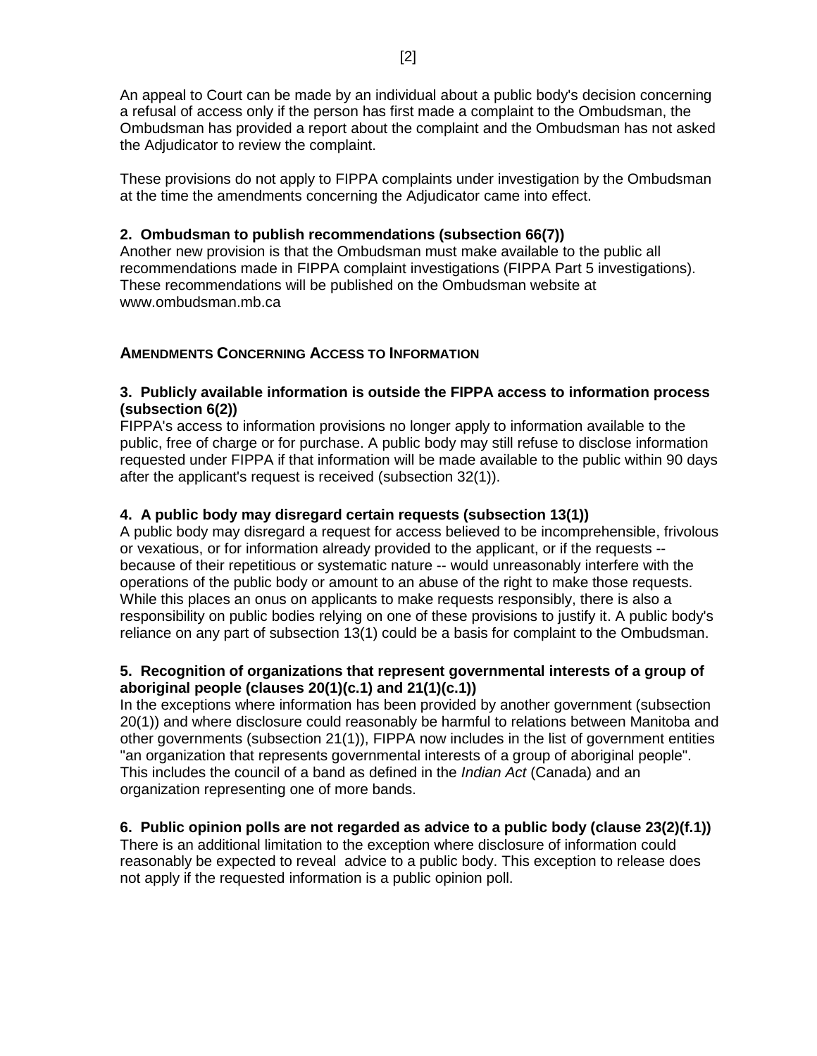An appeal to Court can be made by an individual about a public body's decision concerning a refusal of access only if the person has first made a complaint to the Ombudsman, the Ombudsman has provided a report about the complaint and the Ombudsman has not asked the Adjudicator to review the complaint.

These provisions do not apply to FIPPA complaints under investigation by the Ombudsman at the time the amendments concerning the Adjudicator came into effect.

**2. Ombudsman to publish recommendations (subsection 66(7))**
Another new provision is that the Ombudsman must make available to the public all recommendations made in FIPPA complaint investigations (FIPPA Part 5 investigations). These recommendations will be published on the Ombudsman website at www.ombudsman.mb.ca

## AMENDMENTS CONCERNING ACCESS TO INFORMATION

**3. Publicly available information is outside the FIPPA access to information process (subsection 6(2))**
FIPPA's access to information provisions no longer apply to information available to the public, free of charge or for purchase. A public body may still refuse to disclose information requested under FIPPA if that information will be made available to the public within 90 days after the applicant's request is received (subsection 32(1)).

**4. A public body may disregard certain requests (subsection 13(1))**
A public body may disregard a request for access believed to be incomprehensible, frivolous or vexatious, or for information already provided to the applicant, or if the requests -- because of their repetitious or systematic nature -- would unreasonably interfere with the operations of the public body or amount to an abuse of the right to make those requests. While this places an onus on applicants to make requests responsibly, there is also a responsibility on public bodies relying on one of these provisions to justify it. A public body's reliance on any part of subsection 13(1) could be a basis for complaint to the Ombudsman.

**5. Recognition of organizations that represent governmental interests of a group of aboriginal people (clauses 20(1)(c.1) and 21(1)(c.1))**
In the exceptions where information has been provided by another government (subsection 20(1)) and where disclosure could reasonably be harmful to relations between Manitoba and other governments (subsection 21(1)), FIPPA now includes in the list of government entities "an organization that represents governmental interests of a group of aboriginal people". This includes the council of a band as defined in the *Indian Act* (Canada) and an organization representing one of more bands.

**6. Public opinion polls are not regarded as advice to a public body (clause 23(2)(f.1))**
There is an additional limitation to the exception where disclosure of information could reasonably be expected to reveal advice to a public body. This exception to release does not apply if the requested information is a public opinion poll.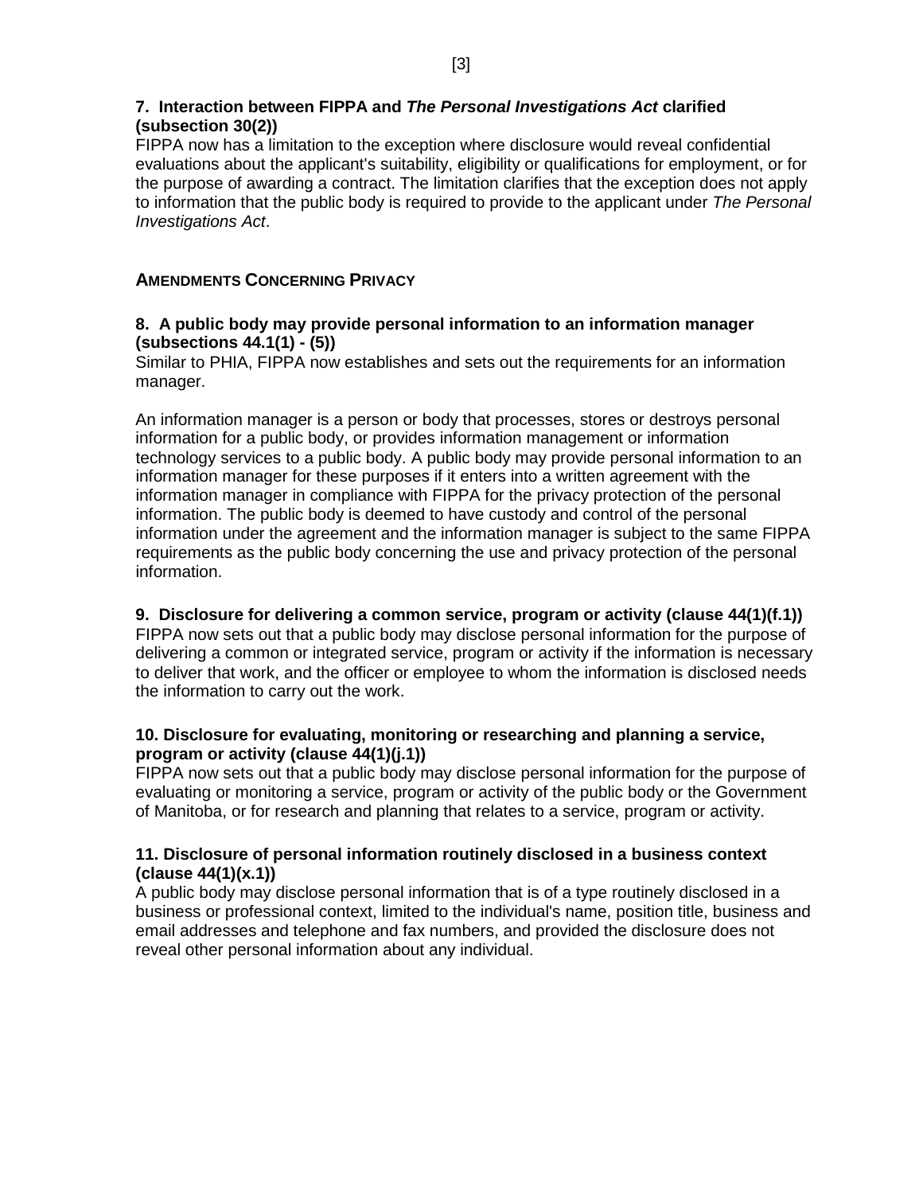**7. Interaction between FIPPA and *The Personal Investigations Act* clarified (subsection 30(2))**

FIPPA now has a limitation to the exception where disclosure would reveal confidential evaluations about the applicant's suitability, eligibility or qualifications for employment, or for the purpose of awarding a contract. The limitation clarifies that the exception does not apply to information that the public body is required to provide to the applicant under *The Personal Investigations Act*.

## AMENDMENTS CONCERNING PRIVACY

**8. A public body may provide personal information to an information manager (subsections 44.1(1) - (5))**

Similar to PHIA, FIPPA now establishes and sets out the requirements for an information manager.

An information manager is a person or body that processes, stores or destroys personal information for a public body, or provides information management or information technology services to a public body. A public body may provide personal information to an information manager for these purposes if it enters into a written agreement with the information manager in compliance with FIPPA for the privacy protection of the personal information. The public body is deemed to have custody and control of the personal information under the agreement and the information manager is subject to the same FIPPA requirements as the public body concerning the use and privacy protection of the personal information.

**9. Disclosure for delivering a common service, program or activity (clause 44(1)(f.1))**

FIPPA now sets out that a public body may disclose personal information for the purpose of delivering a common or integrated service, program or activity if the information is necessary to deliver that work, and the officer or employee to whom the information is disclosed needs the information to carry out the work.

**10. Disclosure for evaluating, monitoring or researching and planning a service, program or activity (clause 44(1)(j.1))**

FIPPA now sets out that a public body may disclose personal information for the purpose of evaluating or monitoring a service, program or activity of the public body or the Government of Manitoba, or for research and planning that relates to a service, program or activity.

**11. Disclosure of personal information routinely disclosed in a business context (clause 44(1)(x.1))**

A public body may disclose personal information that is of a type routinely disclosed in a business or professional context, limited to the individual's name, position title, business and email addresses and telephone and fax numbers, and provided the disclosure does not reveal other personal information about any individual.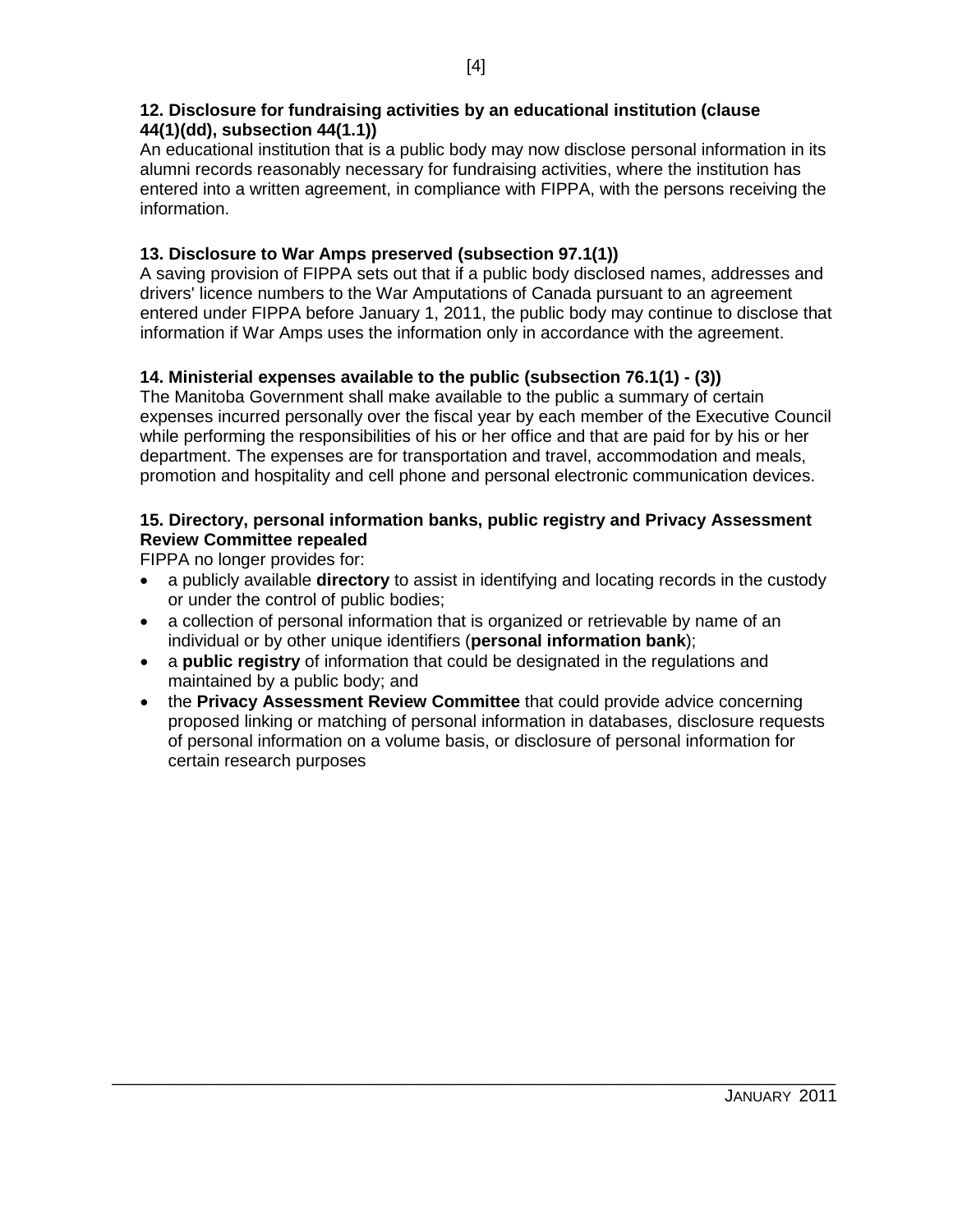**12. Disclosure for fundraising activities by an educational institution (clause 44(1)(dd), subsection 44(1.1))**

An educational institution that is a public body may now disclose personal information in its alumni records reasonably necessary for fundraising activities, where the institution has entered into a written agreement, in compliance with FIPPA, with the persons receiving the information.

**13. Disclosure to War Amps preserved (subsection 97.1(1))**

A saving provision of FIPPA sets out that if a public body disclosed names, addresses and drivers' licence numbers to the War Amputations of Canada pursuant to an agreement entered under FIPPA before January 1, 2011, the public body may continue to disclose that information if War Amps uses the information only in accordance with the agreement.

**14. Ministerial expenses available to the public (subsection 76.1(1) - (3))**

The Manitoba Government shall make available to the public a summary of certain expenses incurred personally over the fiscal year by each member of the Executive Council while performing the responsibilities of his or her office and that are paid for by his or her department. The expenses are for transportation and travel, accommodation and meals, promotion and hospitality and cell phone and personal electronic communication devices.

**15. Directory, personal information banks, public registry and Privacy Assessment Review Committee repealed**

FIPPA no longer provides for:

- a publicly available **directory** to assist in identifying and locating records in the custody or under the control of public bodies;
- a collection of personal information that is organized or retrievable by name of an individual or by other unique identifiers (**personal information bank**);
- a **public registry** of information that could be designated in the regulations and maintained by a public body; and
- the **Privacy Assessment Review Committee** that could provide advice concerning proposed linking or matching of personal information in databases, disclosure requests of personal information on a volume basis, or disclosure of personal information for certain research purposes